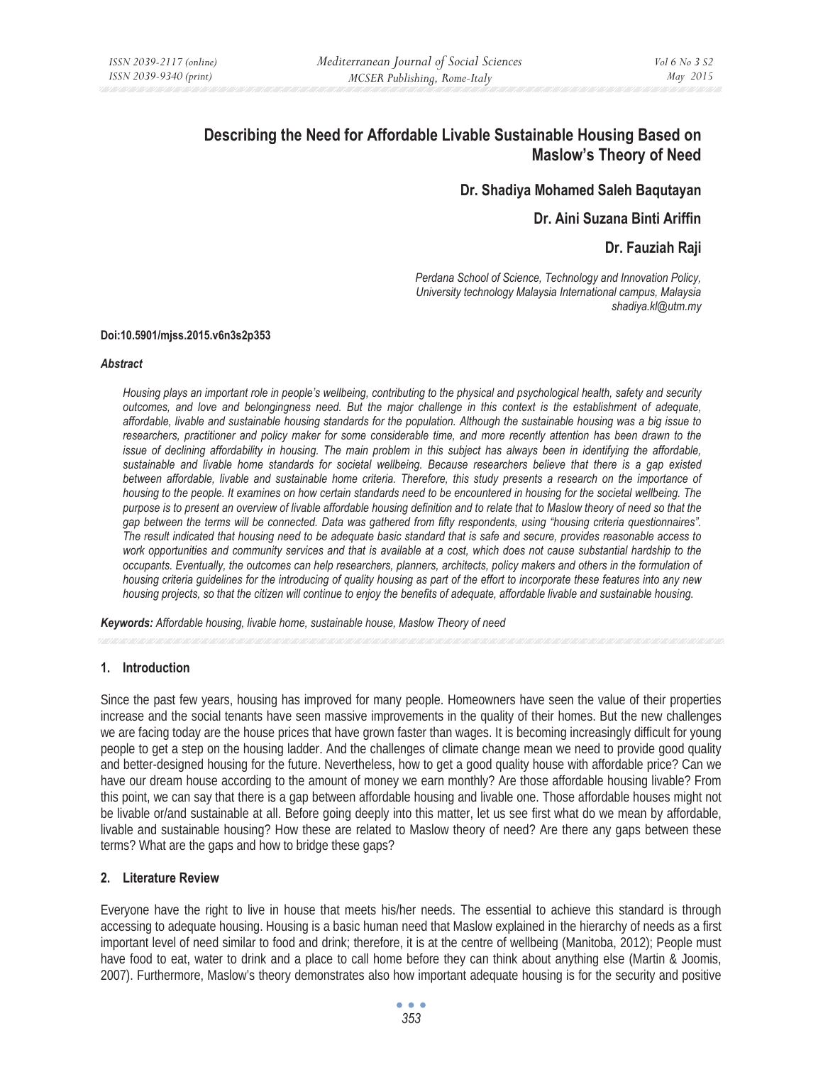# Describing the Need for Affordable Livable Sustainable Housing Based on Maslow's Theory of Need

**Dr. Shadiya Mohamed Saleh Baqutayan**

**Dr. Aini Suzana Binti Ariffin**

**Dr. Fauziah Raji**

*Perdana School of Science, Technology and Innovation Policy, University technology Malaysia International campus, Malaysia*
*shadiya.kl@utm.my*

**Doi:10.5901/mjss.2015.v6n3s2p353**

***Abstract***

*Housing plays an important role in people's wellbeing, contributing to the physical and psychological health, safety and security outcomes, and love and belongingness need. But the major challenge in this context is the establishment of adequate, affordable, livable and sustainable housing standards for the population. Although the sustainable housing was a big issue to researchers, practitioner and policy maker for some considerable time, and more recently attention has been drawn to the issue of declining affordability in housing. The main problem in this subject has always been in identifying the affordable, sustainable and livable home standards for societal wellbeing. Because researchers believe that there is a gap existed between affordable, livable and sustainable home criteria. Therefore, this study presents a research on the importance of housing to the people. It examines on how certain standards need to be encountered in housing for the societal wellbeing. The purpose is to present an overview of livable affordable housing definition and to relate that to Maslow theory of need so that the gap between the terms will be connected. Data was gathered from fifty respondents, using "housing criteria questionnaires". The result indicated that housing need to be adequate basic standard that is safe and secure, provides reasonable access to work opportunities and community services and that is available at a cost, which does not cause substantial hardship to the occupants. Eventually, the outcomes can help researchers, planners, architects, policy makers and others in the formulation of housing criteria guidelines for the introducing of quality housing as part of the effort to incorporate these features into any new housing projects, so that the citizen will continue to enjoy the benefits of adequate, affordable livable and sustainable housing.*

***Keywords:*** *Affordable housing, livable home, sustainable house, Maslow Theory of need*

## 1. Introduction

Since the past few years, housing has improved for many people. Homeowners have seen the value of their properties increase and the social tenants have seen massive improvements in the quality of their homes. But the new challenges we are facing today are the house prices that have grown faster than wages. It is becoming increasingly difficult for young people to get a step on the housing ladder. And the challenges of climate change mean we need to provide good quality and better-designed housing for the future. Nevertheless, how to get a good quality house with affordable price? Can we have our dream house according to the amount of money we earn monthly? Are those affordable housing livable? From this point, we can say that there is a gap between affordable housing and livable one. Those affordable houses might not be livable or/and sustainable at all. Before going deeply into this matter, let us see first what do we mean by affordable, livable and sustainable housing? How these are related to Maslow theory of need? Are there any gaps between these terms? What are the gaps and how to bridge these gaps?

## 2. Literature Review

Everyone have the right to live in house that meets his/her needs. The essential to achieve this standard is through accessing to adequate housing. Housing is a basic human need that Maslow explained in the hierarchy of needs as a first important level of need similar to food and drink; therefore, it is at the centre of wellbeing (Manitoba, 2012); People must have food to eat, water to drink and a place to call home before they can think about anything else (Martin & Joomis, 2007). Furthermore, Maslow's theory demonstrates also how important adequate housing is for the security and positive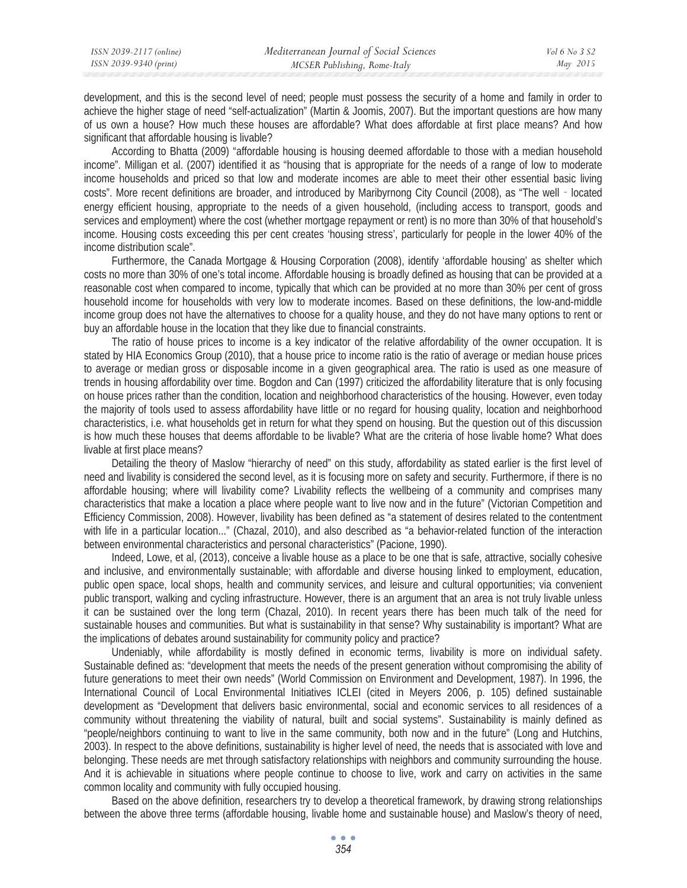development, and this is the second level of need; people must possess the security of a home and family in order to achieve the higher stage of need "self-actualization" (Martin & Joomis, 2007). But the important questions are how many of us own a house? How much these houses are affordable? What does affordable at first place means? And how significant that affordable housing is livable?

According to Bhatta (2009) "affordable housing is housing deemed affordable to those with a median household income". Milligan et al. (2007) identified it as "housing that is appropriate for the needs of a range of low to moderate income households and priced so that low and moderate incomes are able to meet their other essential basic living costs". More recent definitions are broader, and introduced by Maribyrnong City Council (2008), as "The well - located energy efficient housing, appropriate to the needs of a given household, (including access to transport, goods and services and employment) where the cost (whether mortgage repayment or rent) is no more than 30% of that household's income. Housing costs exceeding this per cent creates 'housing stress', particularly for people in the lower 40% of the income distribution scale".

Furthermore, the Canada Mortgage & Housing Corporation (2008), identify 'affordable housing' as shelter which costs no more than 30% of one's total income. Affordable housing is broadly defined as housing that can be provided at a reasonable cost when compared to income, typically that which can be provided at no more than 30% per cent of gross household income for households with very low to moderate incomes. Based on these definitions, the low-and-middle income group does not have the alternatives to choose for a quality house, and they do not have many options to rent or buy an affordable house in the location that they like due to financial constraints.

The ratio of house prices to income is a key indicator of the relative affordability of the owner occupation. It is stated by HIA Economics Group (2010), that a house price to income ratio is the ratio of average or median house prices to average or median gross or disposable income in a given geographical area. The ratio is used as one measure of trends in housing affordability over time. Bogdon and Can (1997) criticized the affordability literature that is only focusing on house prices rather than the condition, location and neighborhood characteristics of the housing. However, even today the majority of tools used to assess affordability have little or no regard for housing quality, location and neighborhood characteristics, i.e. what households get in return for what they spend on housing. But the question out of this discussion is how much these houses that deems affordable to be livable? What are the criteria of hose livable home? What does livable at first place means?

Detailing the theory of Maslow "hierarchy of need" on this study, affordability as stated earlier is the first level of need and livability is considered the second level, as it is focusing more on safety and security. Furthermore, if there is no affordable housing; where will livability come? Livability reflects the wellbeing of a community and comprises many characteristics that make a location a place where people want to live now and in the future" (Victorian Competition and Efficiency Commission, 2008). However, livability has been defined as "a statement of desires related to the contentment with life in a particular location..." (Chazal, 2010), and also described as "a behavior-related function of the interaction between environmental characteristics and personal characteristics" (Pacione, 1990).

Indeed, Lowe, et al, (2013), conceive a livable house as a place to be one that is safe, attractive, socially cohesive and inclusive, and environmentally sustainable; with affordable and diverse housing linked to employment, education, public open space, local shops, health and community services, and leisure and cultural opportunities; via convenient public transport, walking and cycling infrastructure. However, there is an argument that an area is not truly livable unless it can be sustained over the long term (Chazal, 2010). In recent years there has been much talk of the need for sustainable houses and communities. But what is sustainability in that sense? Why sustainability is important? What are the implications of debates around sustainability for community policy and practice?

Undeniably, while affordability is mostly defined in economic terms, livability is more on individual safety. Sustainable defined as: "development that meets the needs of the present generation without compromising the ability of future generations to meet their own needs" (World Commission on Environment and Development, 1987). In 1996, the International Council of Local Environmental Initiatives ICLEI (cited in Meyers 2006, p. 105) defined sustainable development as "Development that delivers basic environmental, social and economic services to all residences of a community without threatening the viability of natural, built and social systems". Sustainability is mainly defined as "people/neighbors continuing to want to live in the same community, both now and in the future" (Long and Hutchins, 2003). In respect to the above definitions, sustainability is higher level of need, the needs that is associated with love and belonging. These needs are met through satisfactory relationships with neighbors and community surrounding the house. And it is achievable in situations where people continue to choose to live, work and carry on activities in the same common locality and community with fully occupied housing.

Based on the above definition, researchers try to develop a theoretical framework, by drawing strong relationships between the above three terms (affordable housing, livable home and sustainable house) and Maslow's theory of need,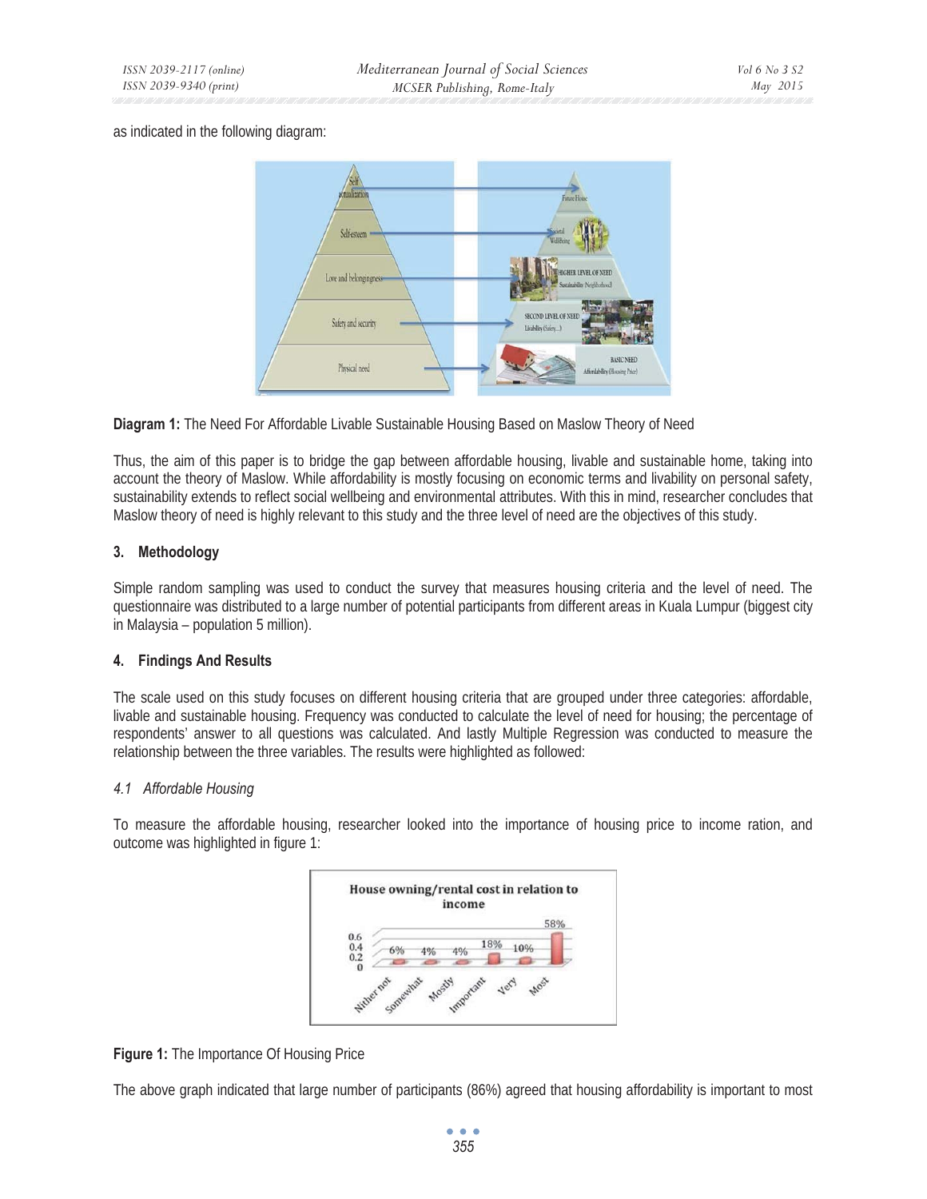as indicated in the following diagram:

**Diagram 1:** The Need For Affordable Livable Sustainable Housing Based on Maslow Theory of Need

Thus, the aim of this paper is to bridge the gap between affordable housing, livable and sustainable home, taking into account the theory of Maslow. While affordability is mostly focusing on economic terms and livability on personal safety, sustainability extends to reflect social wellbeing and environmental attributes. With this in mind, researcher concludes that Maslow theory of need is highly relevant to this study and the three level of need are the objectives of this study.

## 3. Methodology

Simple random sampling was used to conduct the survey that measures housing criteria and the level of need. The questionnaire was distributed to a large number of potential participants from different areas in Kuala Lumpur (biggest city in Malaysia – population 5 million).

## 4. Findings And Results

The scale used on this study focuses on different housing criteria that are grouped under three categories: affordable, livable and sustainable housing. Frequency was conducted to calculate the level of need for housing; the percentage of respondents' answer to all questions was calculated. And lastly Multiple Regression was conducted to measure the relationship between the three variables. The results were highlighted as followed:

### *4.1 Affordable Housing*

To measure the affordable housing, researcher looked into the importance of housing price to income ration, and outcome was highlighted in figure 1:

**Figure 1:** The Importance Of Housing Price

The above graph indicated that large number of participants (86%) agreed that housing affordability is important to most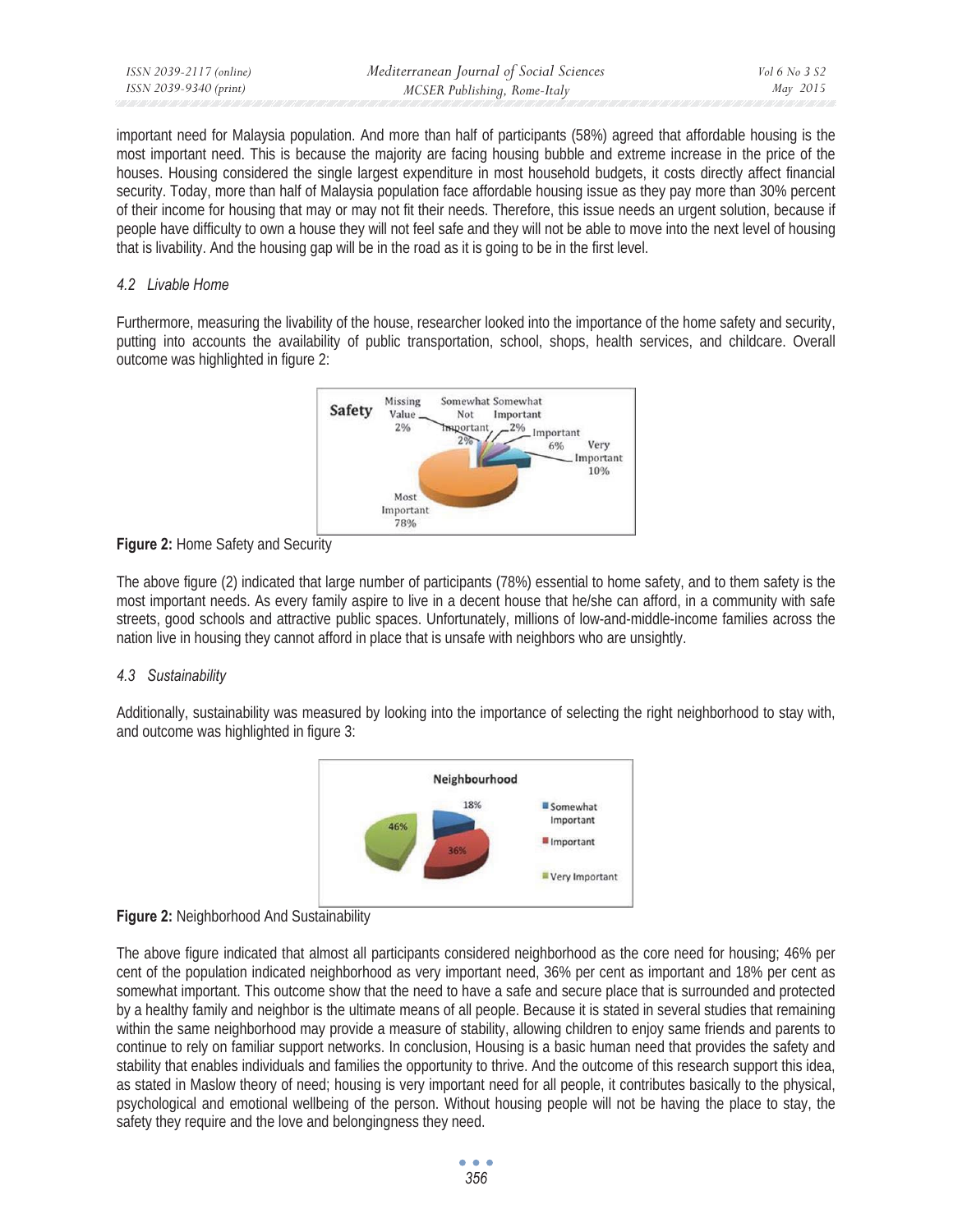important need for Malaysia population. And more than half of participants (58%) agreed that affordable housing is the most important need. This is because the majority are facing housing bubble and extreme increase in the price of the houses. Housing considered the single largest expenditure in most household budgets, it costs directly affect financial security. Today, more than half of Malaysia population face affordable housing issue as they pay more than 30% percent of their income for housing that may or may not fit their needs. Therefore, this issue needs an urgent solution, because if people have difficulty to own a house they will not feel safe and they will not be able to move into the next level of housing that is livability. And the housing gap will be in the road as it is going to be in the first level.

### *4.2 Livable Home*

Furthermore, measuring the livability of the house, researcher looked into the importance of the home safety and security, putting into accounts the availability of public transportation, school, shops, health services, and childcare. Overall outcome was highlighted in figure 2:

**Figure 2:** Home Safety and Security

The above figure (2) indicated that large number of participants (78%) essential to home safety, and to them safety is the most important needs. As every family aspire to live in a decent house that he/she can afford, in a community with safe streets, good schools and attractive public spaces. Unfortunately, millions of low-and-middle-income families across the nation live in housing they cannot afford in place that is unsafe with neighbors who are unsightly.

### *4.3 Sustainability*

Additionally, sustainability was measured by looking into the importance of selecting the right neighborhood to stay with, and outcome was highlighted in figure 3:

**Figure 2:** Neighborhood And Sustainability

The above figure indicated that almost all participants considered neighborhood as the core need for housing; 46% per cent of the population indicated neighborhood as very important need, 36% per cent as important and 18% per cent as somewhat important. This outcome show that the need to have a safe and secure place that is surrounded and protected by a healthy family and neighbor is the ultimate means of all people. Because it is stated in several studies that remaining within the same neighborhood may provide a measure of stability, allowing children to enjoy same friends and parents to continue to rely on familiar support networks. In conclusion, Housing is a basic human need that provides the safety and stability that enables individuals and families the opportunity to thrive. And the outcome of this research support this idea, as stated in Maslow theory of need; housing is very important need for all people, it contributes basically to the physical, psychological and emotional wellbeing of the person. Without housing people will not be having the place to stay, the safety they require and the love and belongingness they need.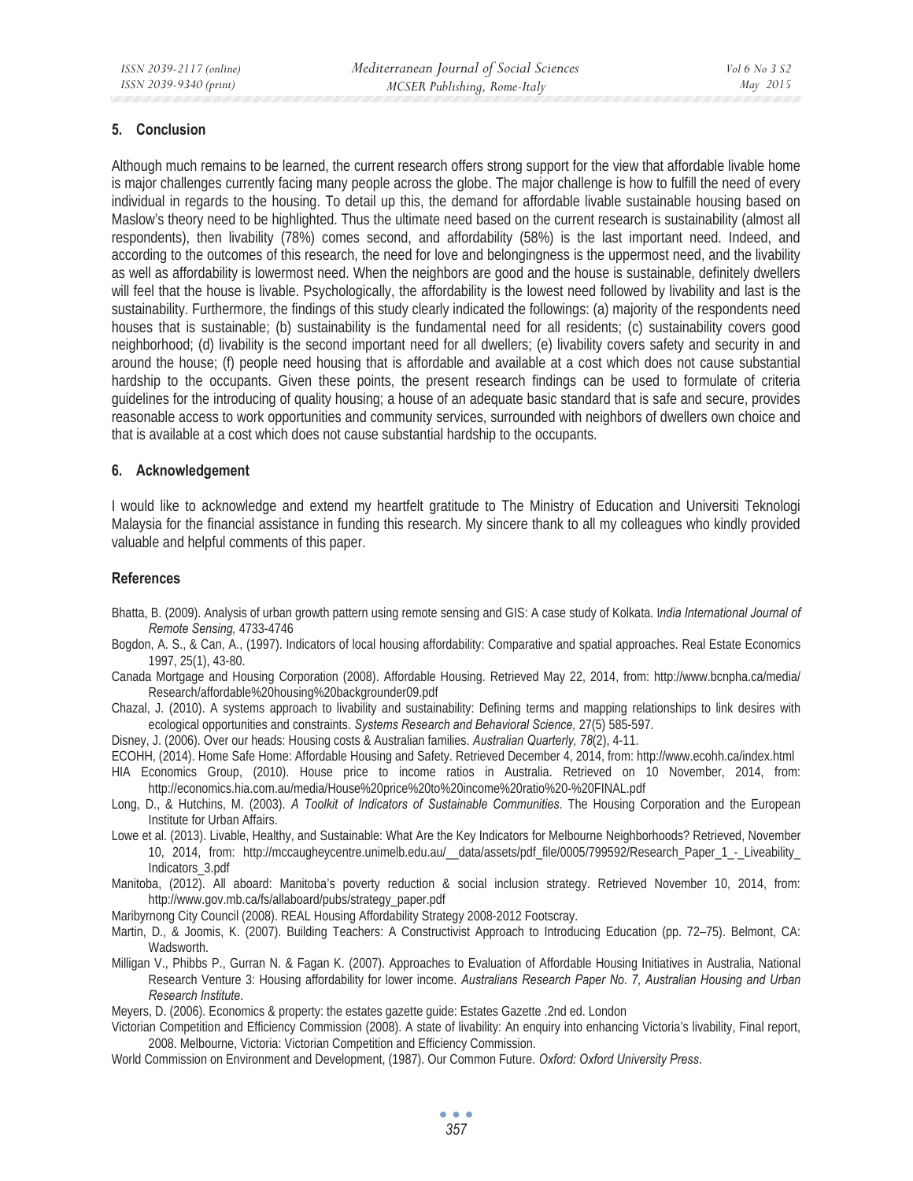## 5. Conclusion

Although much remains to be learned, the current research offers strong support for the view that affordable livable home is major challenges currently facing many people across the globe. The major challenge is how to fulfill the need of every individual in regards to the housing. To detail up this, the demand for affordable livable sustainable housing based on Maslow's theory need to be highlighted. Thus the ultimate need based on the current research is sustainability (almost all respondents), then livability (78%) comes second, and affordability (58%) is the last important need. Indeed, and according to the outcomes of this research, the need for love and belongingness is the uppermost need, and the livability as well as affordability is lowermost need. When the neighbors are good and the house is sustainable, definitely dwellers will feel that the house is livable. Psychologically, the affordability is the lowest need followed by livability and last is the sustainability. Furthermore, the findings of this study clearly indicated the followings: (a) majority of the respondents need houses that is sustainable; (b) sustainability is the fundamental need for all residents; (c) sustainability covers good neighborhood; (d) livability is the second important need for all dwellers; (e) livability covers safety and security in and around the house; (f) people need housing that is affordable and available at a cost which does not cause substantial hardship to the occupants. Given these points, the present research findings can be used to formulate of criteria guidelines for the introducing of quality housing; a house of an adequate basic standard that is safe and secure, provides reasonable access to work opportunities and community services, surrounded with neighbors of dwellers own choice and that is available at a cost which does not cause substantial hardship to the occupants.

## 6. Acknowledgement

I would like to acknowledge and extend my heartfelt gratitude to The Ministry of Education and Universiti Teknologi Malaysia for the financial assistance in funding this research. My sincere thank to all my colleagues who kindly provided valuable and helpful comments of this paper.

## References

Bhatta, B. (2009). Analysis of urban growth pattern using remote sensing and GIS: A case study of Kolkata. I*ndia International Journal of Remote Sensing,* 4733-4746

Bogdon, A. S., & Can, A., (1997). Indicators of local housing affordability: Comparative and spatial approaches. Real Estate Economics 1997, 25(1), 43-80.

Canada Mortgage and Housing Corporation (2008). Affordable Housing. Retrieved May 22, 2014, from: http://www.bcnpha.ca/media/Research/affordable%20housing%20backgrounder09.pdf

Chazal, J. (2010). A systems approach to livability and sustainability: Defining terms and mapping relationships to link desires with ecological opportunities and constraints. *Systems Research and Behavioral Science,* 27(5) 585-597.

Disney, J. (2006). Over our heads: Housing costs & Australian families. *Australian Quarterly, 78*(2), 4-11.

ECOHH, (2014). Home Safe Home: Affordable Housing and Safety. Retrieved December 4, 2014, from: http://www.ecohh.ca/index.html

HIA Economics Group, (2010). House price to income ratios in Australia. Retrieved on 10 November, 2014, from: http://economics.hia.com.au/media/House%20price%20to%20income%20ratio%20-%20FINAL.pdf

Long, D., & Hutchins, M. (2003). *A Toolkit of Indicators of Sustainable Communities*. The Housing Corporation and the European Institute for Urban Affairs.

Lowe et al. (2013). Livable, Healthy, and Sustainable: What Are the Key Indicators for Melbourne Neighborhoods? Retrieved, November 10, 2014, from: http://mccaugheycentre.unimelb.edu.au/__data/assets/pdf_file/0005/799592/Research_Paper_1_-_Liveability_Indicators_3.pdf

Manitoba, (2012). All aboard: Manitoba's poverty reduction & social inclusion strategy. Retrieved November 10, 2014, from: http://www.gov.mb.ca/fs/allaboard/pubs/strategy_paper.pdf

Maribyrnong City Council (2008). REAL Housing Affordability Strategy 2008-2012 Footscray.

Martin, D., & Joomis, K. (2007). Building Teachers: A Constructivist Approach to Introducing Education (pp. 72–75). Belmont, CA: Wadsworth.

Milligan V., Phibbs P., Gurran N. & Fagan K. (2007). Approaches to Evaluation of Affordable Housing Initiatives in Australia, National Research Venture 3: Housing affordability for lower income. *Australians Research Paper No. 7, Australian Housing and Urban Research Institute*.

Meyers, D. (2006). Economics & property: the estates gazette guide: Estates Gazette .2nd ed. London

Victorian Competition and Efficiency Commission (2008). A state of livability: An enquiry into enhancing Victoria's livability, Final report, 2008. Melbourne, Victoria: Victorian Competition and Efficiency Commission.

World Commission on Environment and Development, (1987). Our Common Future. *Oxford: Oxford University Press*.